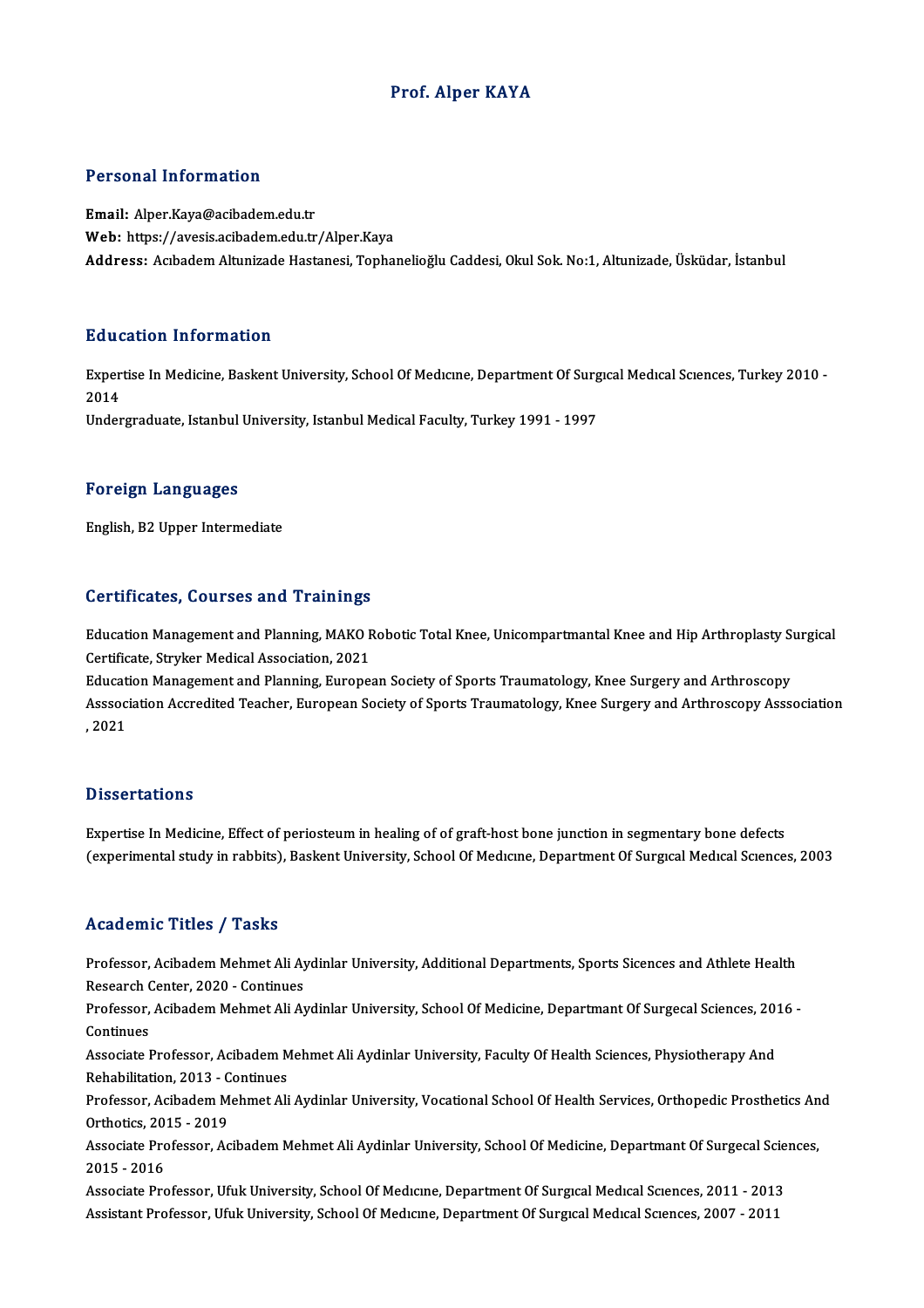# Prof. Alper KAYA

## Personal Information

**Email:** Alper.Kaya@acibadem.edu.tr
**Web:** https://avesis.acibadem.edu.tr/Alper.Kaya
**Address:** Acıbadem Altunizade Hastanesi, Tophanelioğlu Caddesi, Okul Sok. No:1, Altunizade, Üsküdar, İstanbul

## Education Information

Expertise In Medicine, Baskent University, School Of Medıcıne, Department Of Surgıcal Medıcal Scıences, Turkey 2010 - 2014
Undergraduate, Istanbul University, Istanbul Medical Faculty, Turkey 1991 - 1997

## Foreign Languages

English, B2 Upper Intermediate

## Certificates, Courses and Trainings

Education Management and Planning, MAKO Robotic Total Knee, Unicompartmantal Knee and Hip Arthroplasty Surgical Certificate, Stryker Medical Association, 2021
Education Management and Planning, European Society of Sports Traumatology, Knee Surgery and Arthroscopy Asssociation Accredited Teacher, European Society of Sports Traumatology, Knee Surgery and Arthroscopy Asssociation , 2021

## Dissertations

Expertise In Medicine, Effect of periosteum in healing of of graft-host bone junction in segmentary bone defects (experimental study in rabbits), Baskent University, School Of Medıcıne, Department Of Surgıcal Medıcal Scıences, 2003

## Academic Titles / Tasks

Professor, Acibadem Mehmet Ali Aydinlar University, Additional Departments, Sports Sicences and Athlete Health Research Center, 2020 - Continues
Professor, Acibadem Mehmet Ali Aydinlar University, School Of Medicine, Departmant Of Surgecal Sciences, 2016 - Continues
Associate Professor, Acibadem Mehmet Ali Aydinlar University, Faculty Of Health Sciences, Physiotherapy And Rehabilitation, 2013 - Continues
Professor, Acibadem Mehmet Ali Aydinlar University, Vocational School Of Health Services, Orthopedic Prosthetics And Orthotics, 2015 - 2019
Associate Professor, Acibadem Mehmet Ali Aydinlar University, School Of Medicine, Departmant Of Surgecal Sciences, 2015 - 2016
Associate Professor, Ufuk University, School Of Medıcıne, Department Of Surgıcal Medıcal Scıences, 2011 - 2013
Assistant Professor, Ufuk University, School Of Medıcıne, Department Of Surgıcal Medıcal Scıences, 2007 - 2011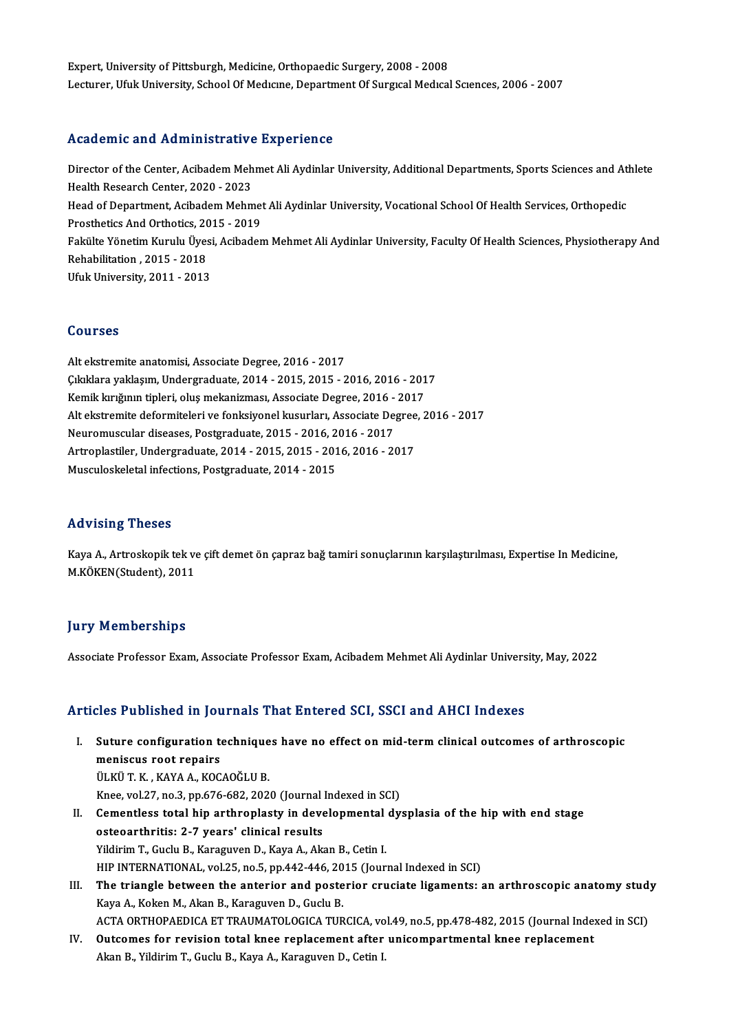Expert, University of Pittsburgh, Medicine, Orthopaedic Surgery, 2008 - 2008
Lecturer, Ufuk University, School Of Medıcıne, Department Of Surgıcal Medıcal Scıences, 2006 - 2007

## Academic and Administrative Experience

Director of the Center, Acibadem Mehmet Ali Aydinlar University, Additional Departments, Sports Sciences and Athlete Health Research Center, 2020 - 2023
Head of Department, Acibadem Mehmet Ali Aydinlar University, Vocational School Of Health Services, Orthopedic Prosthetics And Orthotics, 2015 - 2019
Fakülte Yönetim Kurulu Üyesi, Acibadem Mehmet Ali Aydinlar University, Faculty Of Health Sciences, Physiotherapy And Rehabilitation , 2015 - 2018
Ufuk University, 2011 - 2013

## Courses

Alt ekstremite anatomisi, Associate Degree, 2016 - 2017
Çıkıklara yaklaşım, Undergraduate, 2014 - 2015, 2015 - 2016, 2016 - 2017
Kemik kırığının tipleri, oluş mekanizması, Associate Degree, 2016 - 2017
Alt ekstremite deformiteleri ve fonksiyonel kusurları, Associate Degree, 2016 - 2017
Neuromuscular diseases, Postgraduate, 2015 - 2016, 2016 - 2017
Artroplastiler, Undergraduate, 2014 - 2015, 2015 - 2016, 2016 - 2017
Musculoskeletal infections, Postgraduate, 2014 - 2015

## Advising Theses

Kaya A., Artroskopik tek ve çift demet ön çapraz bağ tamiri sonuçlarının karşılaştırılması, Expertise In Medicine, M.KÖKEN(Student), 2011

## Jury Memberships

Associate Professor Exam, Associate Professor Exam, Acibadem Mehmet Ali Aydinlar University, May, 2022

## Articles Published in Journals That Entered SCI, SSCI and AHCI Indexes

I. **Suture configuration techniques have no effect on mid-term clinical outcomes of arthroscopic meniscus root repairs**
ÜLKÜ T. K. , KAYA A., KOCAOĞLU B.
Knee, vol.27, no.3, pp.676-682, 2020 (Journal Indexed in SCI)

II. **Cementless total hip arthroplasty in developmental dysplasia of the hip with end stage osteoarthritis: 2-7 years' clinical results**
Yildirim T., Guclu B., Karaguven D., Kaya A., Akan B., Cetin I.
HIP INTERNATIONAL, vol.25, no.5, pp.442-446, 2015 (Journal Indexed in SCI)

III. **The triangle between the anterior and posterior cruciate ligaments: an arthroscopic anatomy study**
Kaya A., Koken M., Akan B., Karaguven D., Guclu B.
ACTA ORTHOPAEDICA ET TRAUMATOLOGICA TURCICA, vol.49, no.5, pp.478-482, 2015 (Journal Indexed in SCI)

IV. **Outcomes for revision total knee replacement after unicompartmental knee replacement**
Akan B., Yildirim T., Guclu B., Kaya A., Karaguven D., Cetin I.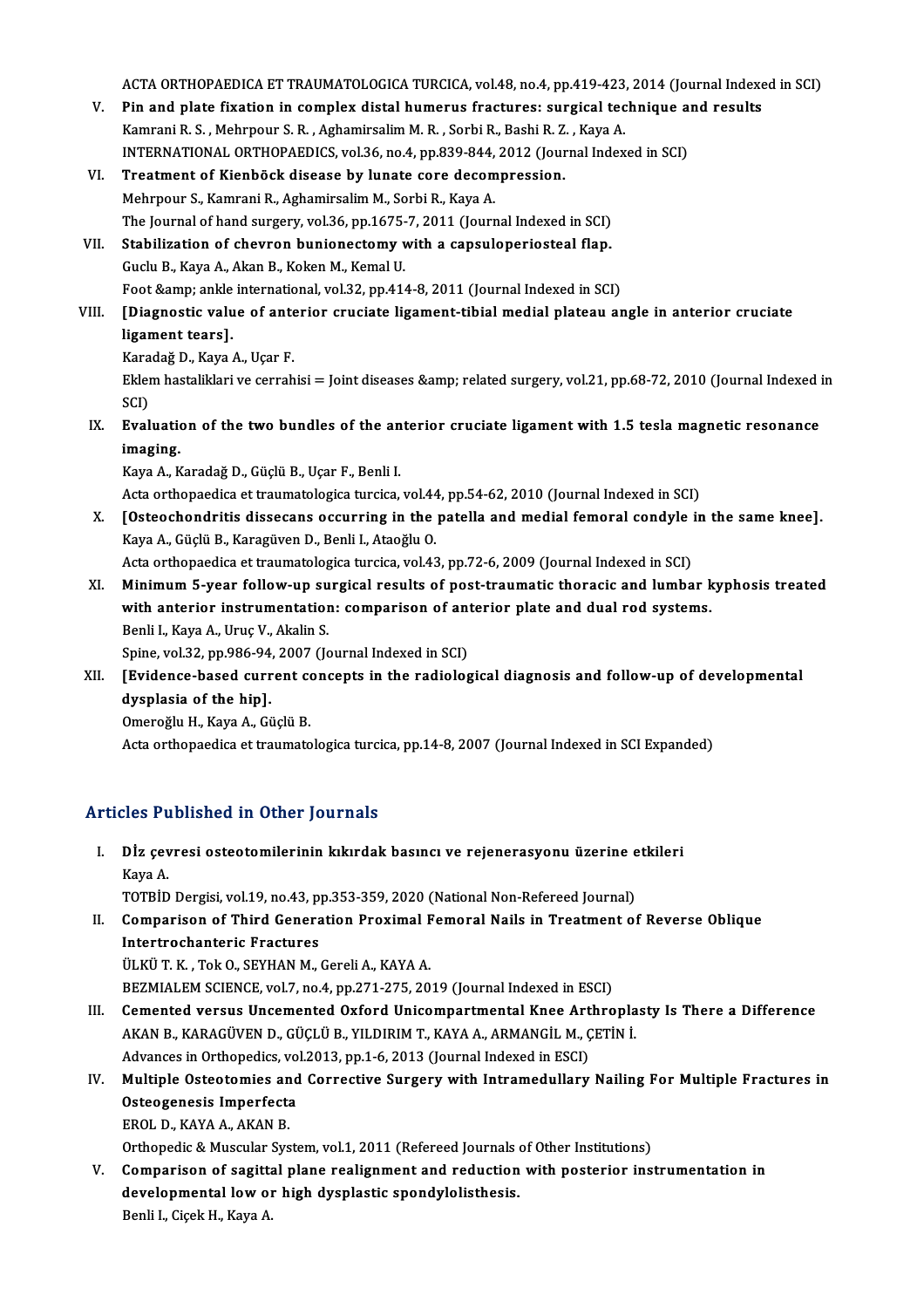ACTA ORTHOPAEDICA ET TRAUMATOLOGICA TURCICA, vol.48, no.4, pp.419-423, 2014 (Journal Indexed in SCI)

V. **Pin and plate fixation in complex distal humerus fractures: surgical technique and results**
Kamrani R. S. , Mehrpour S. R. , Aghamirsalim M. R. , Sorbi R., Bashi R. Z. , Kaya A.
INTERNATIONAL ORTHOPAEDICS, vol.36, no.4, pp.839-844, 2012 (Journal Indexed in SCI)

VI. **Treatment of Kienböck disease by lunate core decompression.**
Mehrpour S., Kamrani R., Aghamirsalim M., Sorbi R., Kaya A.
The Journal of hand surgery, vol.36, pp.1675-7, 2011 (Journal Indexed in SCI)

VII. **Stabilization of chevron bunionectomy with a capsuloperiosteal flap.**
Guclu B., Kaya A., Akan B., Koken M., Kemal U.
Foot &amp; ankle international, vol.32, pp.414-8, 2011 (Journal Indexed in SCI)

VIII. **[Diagnostic value of anterior cruciate ligament-tibial medial plateau angle in anterior cruciate ligament tears].**
Karadağ D., Kaya A., Uçar F.
Eklem hastaliklari ve cerrahisi = Joint diseases &amp; related surgery, vol.21, pp.68-72, 2010 (Journal Indexed in SCI)

IX. **Evaluation of the two bundles of the anterior cruciate ligament with 1.5 tesla magnetic resonance imaging.**
Kaya A., Karadağ D., Güçlü B., Uçar F., Benli I.
Acta orthopaedica et traumatologica turcica, vol.44, pp.54-62, 2010 (Journal Indexed in SCI)

X. **[Osteochondritis dissecans occurring in the patella and medial femoral condyle in the same knee].**
Kaya A., Güçlü B., Karagüven D., Benli I., Ataoğlu O.
Acta orthopaedica et traumatologica turcica, vol.43, pp.72-6, 2009 (Journal Indexed in SCI)

XI. **Minimum 5-year follow-up surgical results of post-traumatic thoracic and lumbar kyphosis treated with anterior instrumentation: comparison of anterior plate and dual rod systems.**
Benli I., Kaya A., Uruç V., Akalin S.
Spine, vol.32, pp.986-94, 2007 (Journal Indexed in SCI)

XII. **[Evidence-based current concepts in the radiological diagnosis and follow-up of developmental dysplasia of the hip].**
Omeroğlu H., Kaya A., Güçlü B.
Acta orthopaedica et traumatologica turcica, pp.14-8, 2007 (Journal Indexed in SCI Expanded)

## Articles Published in Other Journals

I. **Diz çevresi osteotomilerinin kıkırdak basıncı ve rejenerasyonu üzerine etkileri**
Kaya A.
TOTBİD Dergisi, vol.19, no.43, pp.353-359, 2020 (National Non-Refereed Journal)

II. **Comparison of Third Generation Proximal Femoral Nails in Treatment of Reverse Oblique Intertrochanteric Fractures**
ÜLKÜ T. K. , Tok O., SEYHAN M., Gereli A., KAYA A.
BEZMIALEM SCIENCE, vol.7, no.4, pp.271-275, 2019 (Journal Indexed in ESCI)

III. **Cemented versus Uncemented Oxford Unicompartmental Knee Arthroplasty Is There a Difference**
AKAN B., KARAGÜVEN D., GÜÇLÜ B., YILDIRIM T., KAYA A., ARMANGİL M., ÇETİN İ.
Advances in Orthopedics, vol.2013, pp.1-6, 2013 (Journal Indexed in ESCI)

IV. **Multiple Osteotomies and Corrective Surgery with Intramedullary Nailing For Multiple Fractures in Osteogenesis Imperfecta**
EROL D., KAYA A., AKAN B.
Orthopedic & Muscular System, vol.1, 2011 (Refereed Journals of Other Institutions)

V. **Comparison of sagittal plane realignment and reduction with posterior instrumentation in developmental low or high dysplastic spondylolisthesis.**
Benli I., Ciçek H., Kaya A.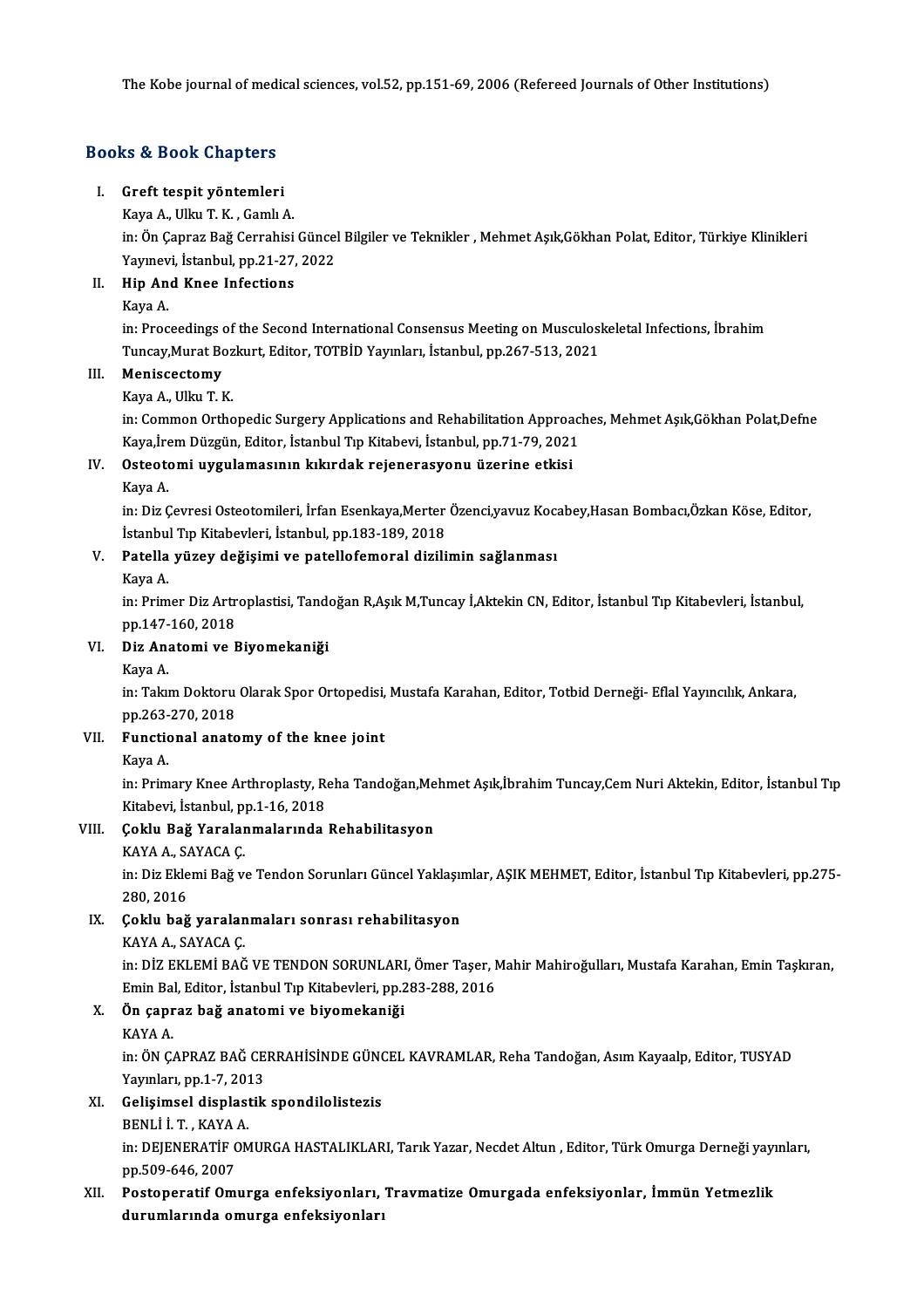The Kobe journal of medical sciences, vol.52, pp.151-69, 2006 (Refereed Journals of Other Institutions)

## Books & Book Chapters

I. **Greft tespit yöntemleri**
Kaya A., Ulku T. K. , Gamlı A.
in: Ön Çapraz Bağ Cerrahisi Güncel Bilgiler ve Teknikler , Mehmet Aşık,Gökhan Polat, Editor, Türkiye Klinikleri Yayınevi, İstanbul, pp.21-27, 2022

II. **Hip And Knee Infections**
Kaya A.
in: Proceedings of the Second International Consensus Meeting on Musculoskeletal Infections, İbrahim Tuncay,Murat Bozkurt, Editor, TOTBİD Yayınları, İstanbul, pp.267-513, 2021

III. **Meniscectomy**
Kaya A., Ulku T. K.
in: Common Orthopedic Surgery Applications and Rehabilitation Approaches, Mehmet Aşık,Gökhan Polat,Defne Kaya,İrem Düzgün, Editor, İstanbul Tıp Kitabevi, İstanbul, pp.71-79, 2021

IV. **Osteotomi uygulamasının kıkırdak rejenerasyonu üzerine etkisi**
Kaya A.
in: Diz Çevresi Osteotomileri, İrfan Esenkaya,Merter Özenci,yavuz Kocabey,Hasan Bombacı,Özkan Köse, Editor, İstanbul Tıp Kitabevleri, İstanbul, pp.183-189, 2018

V. **Patella yüzey değişimi ve patellofemoral dizilimin sağlanması**
Kaya A.
in: Primer Diz Artroplastisi, Tandoğan R,Aşık M,Tuncay İ,Aktekin CN, Editor, İstanbul Tıp Kitabevleri, İstanbul, pp.147-160, 2018

VI. **Diz Anatomi ve Biyomekaniği**
Kaya A.
in: Takım Doktoru Olarak Spor Ortopedisi, Mustafa Karahan, Editor, Totbid Derneği- Eflal Yayıncılık, Ankara, pp.263-270, 2018

VII. **Functional anatomy of the knee joint**
Kaya A.
in: Primary Knee Arthroplasty, Reha Tandoğan,Mehmet Aşık,İbrahim Tuncay,Cem Nuri Aktekin, Editor, İstanbul Tıp Kitabevi, İstanbul, pp.1-16, 2018

VIII. **Çoklu Bağ Yaralanmalarında Rehabilitasyon**
KAYA A., SAYACA Ç.
in: Diz Eklemi Bağ ve Tendon Sorunları Güncel Yaklaşımlar, AŞIK MEHMET, Editor, İstanbul Tıp Kitabevleri, pp.275-280, 2016

IX. **Çoklu bağ yaralanmaları sonrası rehabilitasyon**
KAYA A., SAYACA Ç.
in: DİZ EKLEMİ BAĞ VE TENDON SORUNLARI, Ömer Taşer, Mahir Mahiroğulları, Mustafa Karahan, Emin Taşkıran, Emin Bal, Editor, İstanbul Tıp Kitabevleri, pp.283-288, 2016

X. **Ön çapraz bağ anatomi ve biyomekaniği**
KAYA A.
in: ÖN ÇAPRAZ BAĞ CERRAHİSİNDE GÜNCEL KAVRAMLAR, Reha Tandoğan, Asım Kayaalp, Editor, TUSYAD Yayınları, pp.1-7, 2013

XI. **Gelişimsel displastik spondilolistezis**
BENLİ İ. T. , KAYA A.
in: DEJENERATİF OMURGA HASTALIKLARI, Tarık Yazar, Necdet Altun , Editor, Türk Omurga Derneği yayınları, pp.509-646, 2007

XII. **Postoperatif Omurga enfeksiyonları, Travmatize Omurgada enfeksiyonlar, İmmün Yetmezlik durumlarında omurga enfeksiyonları**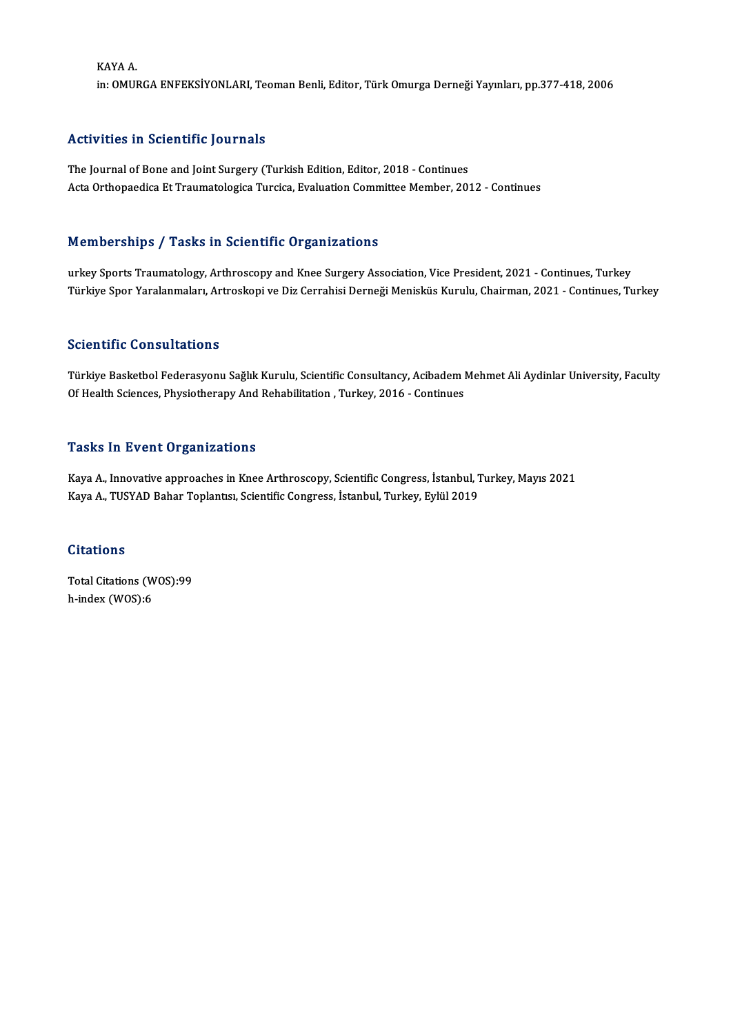KAYA A.
in: OMURGA ENFEKSİYONLARI, Teoman Benli, Editor, Türk Omurga Derneği Yayınları, pp.377-418, 2006

## Activities in Scientific Journals

The Journal of Bone and Joint Surgery (Turkish Edition, Editor, 2018 - Continues
Acta Orthopaedica Et Traumatologica Turcica, Evaluation Committee Member, 2012 - Continues

## Memberships / Tasks in Scientific Organizations

urkey Sports Traumatology, Arthroscopy and Knee Surgery Association, Vice President, 2021 - Continues, Turkey
Türkiye Spor Yaralanmaları, Artroskopi ve Diz Cerrahisi Derneği Menisküs Kurulu, Chairman, 2021 - Continues, Turkey

## Scientific Consultations

Türkiye Basketbol Federasyonu Sağlık Kurulu, Scientific Consultancy, Acibadem Mehmet Ali Aydinlar University, Faculty Of Health Sciences, Physiotherapy And Rehabilitation , Turkey, 2016 - Continues

## Tasks In Event Organizations

Kaya A., Innovative approaches in Knee Arthroscopy, Scientific Congress, İstanbul, Turkey, Mayıs 2021
Kaya A., TUSYAD Bahar Toplantısı, Scientific Congress, İstanbul, Turkey, Eylül 2019

## Citations

Total Citations (WOS):99
h-index (WOS):6